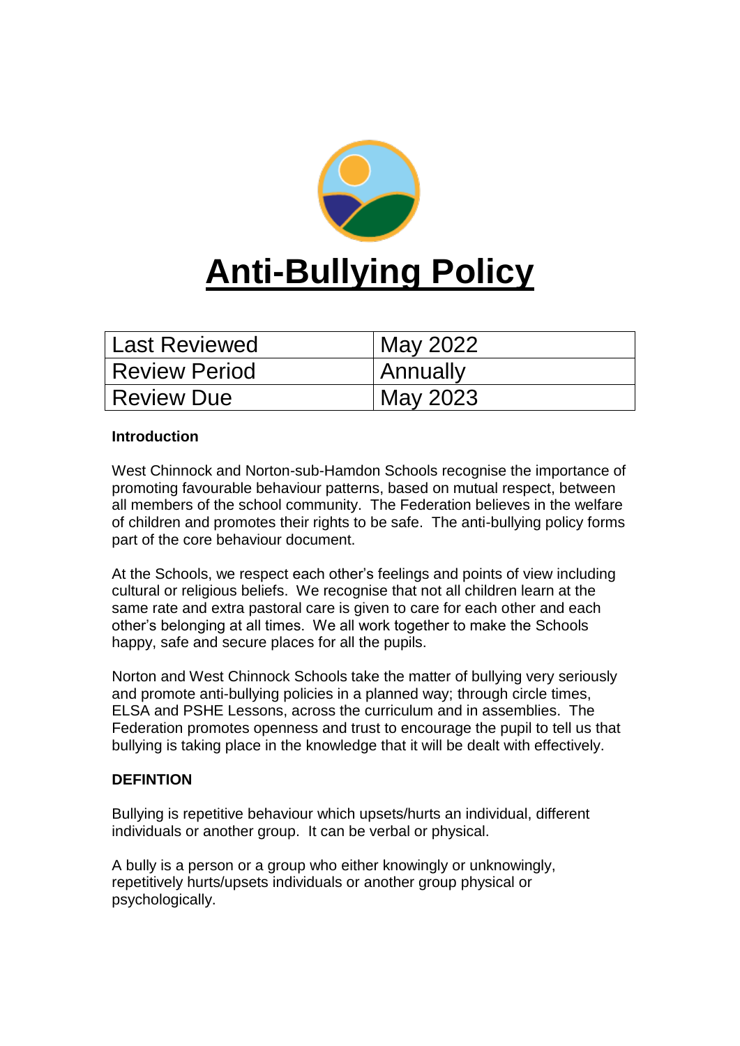# Anti-Bullying Policy

| Last Reviewed | May 2022 |
| --- | --- |
| Review Period | Annually |
| Review Due | May 2023 |

**Introduction**

West Chinnock and Norton-sub-Hamdon Schools recognise the importance of promoting favourable behaviour patterns, based on mutual respect, between all members of the school community. The Federation believes in the welfare of children and promotes their rights to be safe. The anti-bullying policy forms part of the core behaviour document.

At the Schools, we respect each other's feelings and points of view including cultural or religious beliefs. We recognise that not all children learn at the same rate and extra pastoral care is given to care for each other and each other's belonging at all times. We all work together to make the Schools happy, safe and secure places for all the pupils.

Norton and West Chinnock Schools take the matter of bullying very seriously and promote anti-bullying policies in a planned way; through circle times, ELSA and PSHE Lessons, across the curriculum and in assemblies. The Federation promotes openness and trust to encourage the pupil to tell us that bullying is taking place in the knowledge that it will be dealt with effectively.

**DEFINTION**

Bullying is repetitive behaviour which upsets/hurts an individual, different individuals or another group. It can be verbal or physical.

A bully is a person or a group who either knowingly or unknowingly, repetitively hurts/upsets individuals or another group physical or psychologically.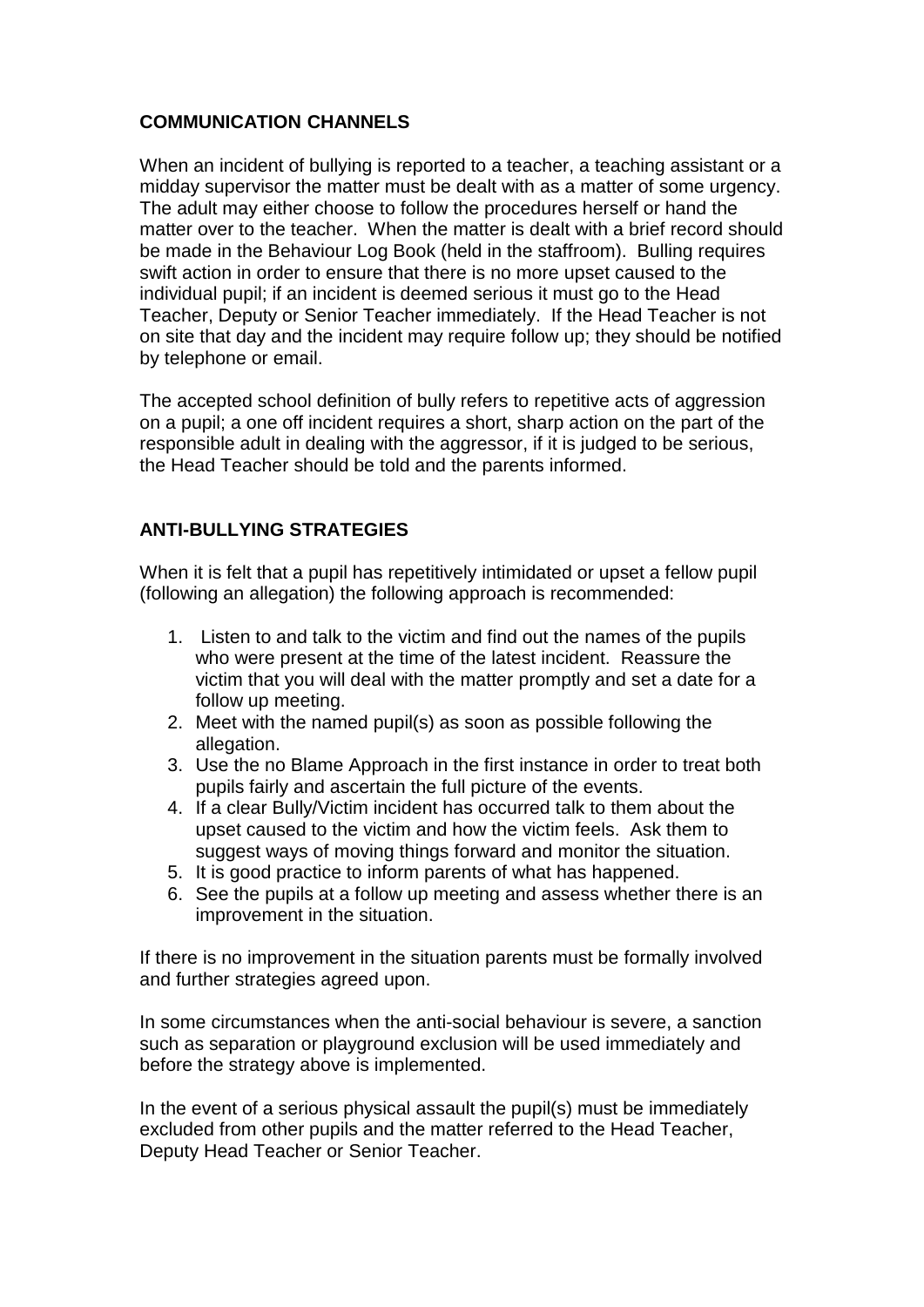## COMMUNICATION CHANNELS

When an incident of bullying is reported to a teacher, a teaching assistant or a midday supervisor the matter must be dealt with as a matter of some urgency. The adult may either choose to follow the procedures herself or hand the matter over to the teacher. When the matter is dealt with a brief record should be made in the Behaviour Log Book (held in the staffroom). Bulling requires swift action in order to ensure that there is no more upset caused to the individual pupil; if an incident is deemed serious it must go to the Head Teacher, Deputy or Senior Teacher immediately. If the Head Teacher is not on site that day and the incident may require follow up; they should be notified by telephone or email.

The accepted school definition of bully refers to repetitive acts of aggression on a pupil; a one off incident requires a short, sharp action on the part of the responsible adult in dealing with the aggressor, if it is judged to be serious, the Head Teacher should be told and the parents informed.

## ANTI-BULLYING STRATEGIES

When it is felt that a pupil has repetitively intimidated or upset a fellow pupil (following an allegation) the following approach is recommended:

1. Listen to and talk to the victim and find out the names of the pupils who were present at the time of the latest incident. Reassure the victim that you will deal with the matter promptly and set a date for a follow up meeting.
2. Meet with the named pupil(s) as soon as possible following the allegation.
3. Use the no Blame Approach in the first instance in order to treat both pupils fairly and ascertain the full picture of the events.
4. If a clear Bully/Victim incident has occurred talk to them about the upset caused to the victim and how the victim feels. Ask them to suggest ways of moving things forward and monitor the situation.
5. It is good practice to inform parents of what has happened.
6. See the pupils at a follow up meeting and assess whether there is an improvement in the situation.

If there is no improvement in the situation parents must be formally involved and further strategies agreed upon.

In some circumstances when the anti-social behaviour is severe, a sanction such as separation or playground exclusion will be used immediately and before the strategy above is implemented.

In the event of a serious physical assault the pupil(s) must be immediately excluded from other pupils and the matter referred to the Head Teacher, Deputy Head Teacher or Senior Teacher.